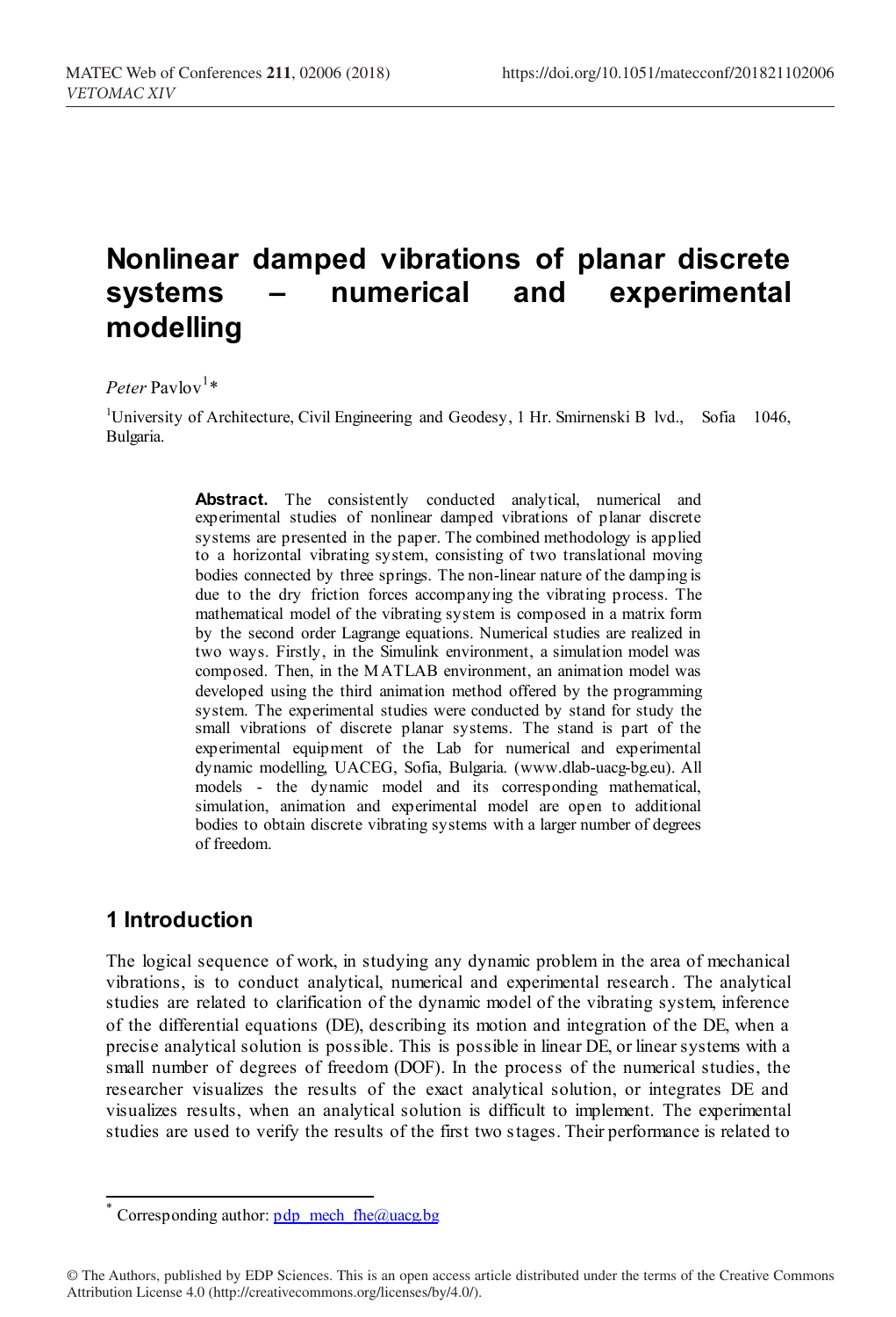# Nonlinear damped vibrations of planar discrete systems – numerical and experimental modelling

*Peter* Pavlov[1]*

[1]University of Architecture, Civil Engineering and Geodesy, 1 Hr. Smirnenski B lvd., Sofia 1046, Bulgaria.

**Abstract.** The consistently conducted analytical, numerical and experimental studies of nonlinear damped vibrations of planar discrete systems are presented in the paper. The combined methodology is applied to a horizontal vibrating system, consisting of two translational moving bodies connected by three springs. The non-linear nature of the damping is due to the dry friction forces accompanying the vibrating process. The mathematical model of the vibrating system is composed in a matrix form by the second order Lagrange equations. Numerical studies are realized in two ways. Firstly, in the Simulink environment, a simulation model was composed. Then, in the MATLAB environment, an animation model was developed using the third animation method offered by the programming system. The experimental studies were conducted by stand for study the small vibrations of discrete planar systems. The stand is part of the experimental equipment of the Lab for numerical and experimental dynamic modelling, UACEG, Sofia, Bulgaria. (www.dlab-uacg-bg.eu). All models - the dynamic model and its corresponding mathematical, simulation, animation and experimental model are open to additional bodies to obtain discrete vibrating systems with a larger number of degrees of freedom.

## 1 Introduction

The logical sequence of work, in studying any dynamic problem in the area of mechanical vibrations, is to conduct analytical, numerical and experimental research. The analytical studies are related to clarification of the dynamic model of the vibrating system, inference of the differential equations (DE), describing its motion and integration of the DE, when a precise analytical solution is possible. This is possible in linear DE, or linear systems with a small number of degrees of freedom (DOF). In the process of the numerical studies, the researcher visualizes the results of the exact analytical solution, or integrates DE and visualizes results, when an analytical solution is difficult to implement. The experimental studies are used to verify the results of the first two stages. Their performance is related to

* Corresponding author: pdp_mech_fhe@uacg.bg

© The Authors, published by EDP Sciences. This is an open access article distributed under the terms of the Creative Commons Attribution License 4.0 (http://creativecommons.org/licenses/by/4.0/).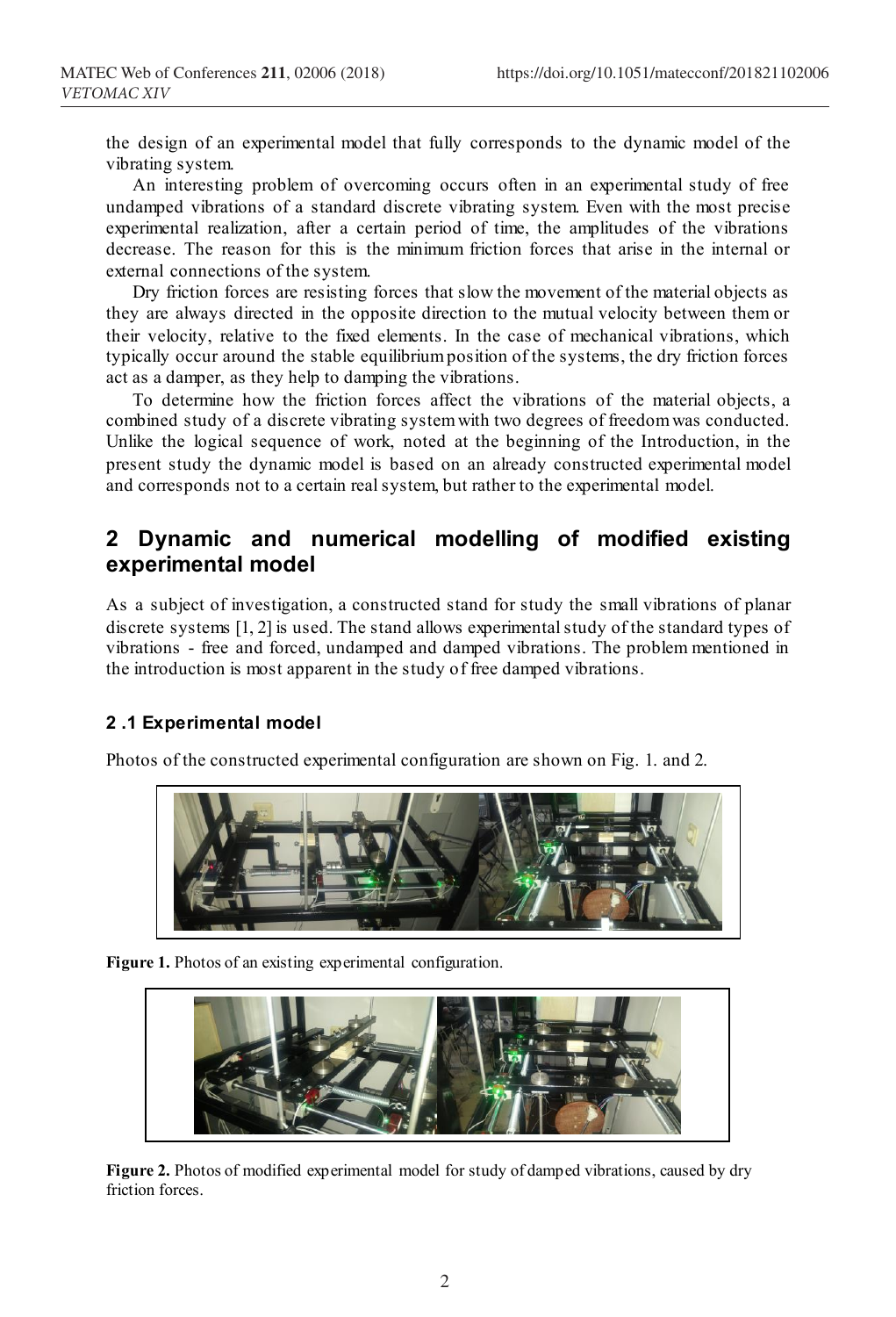the design of an experimental model that fully corresponds to the dynamic model of the vibrating system.

An interesting problem of overcoming occurs often in an experimental study of free undamped vibrations of a standard discrete vibrating system. Even with the most precise experimental realization, after a certain period of time, the amplitudes of the vibrations decrease. The reason for this is the minimum friction forces that arise in the internal or external connections of the system.

Dry friction forces are resisting forces that slow the movement of the material objects as they are always directed in the opposite direction to the mutual velocity between them or their velocity, relative to the fixed elements. In the case of mechanical vibrations, which typically occur around the stable equilibrium position of the systems, the dry friction forces act as a damper, as they help to damping the vibrations.

To determine how the friction forces affect the vibrations of the material objects, a combined study of a discrete vibrating system with two degrees of freedom was conducted. Unlike the logical sequence of work, noted at the beginning of the Introduction, in the present study the dynamic model is based on an already constructed experimental model and corresponds not to a certain real system, but rather to the experimental model.

## 2 Dynamic and numerical modelling of modified existing experimental model

As a subject of investigation, a constructed stand for study the small vibrations of planar discrete systems [1, 2] is used. The stand allows experimental study of the standard types of vibrations - free and forced, undamped and damped vibrations. The problem mentioned in the introduction is most apparent in the study of free damped vibrations.

### 2 .1 Experimental model

Photos of the constructed experimental configuration are shown on Fig. 1. and 2.

**Figure 1.** Photos of an existing experimental configuration.

**Figure 2.** Photos of modified experimental model for study of damped vibrations, caused by dry friction forces.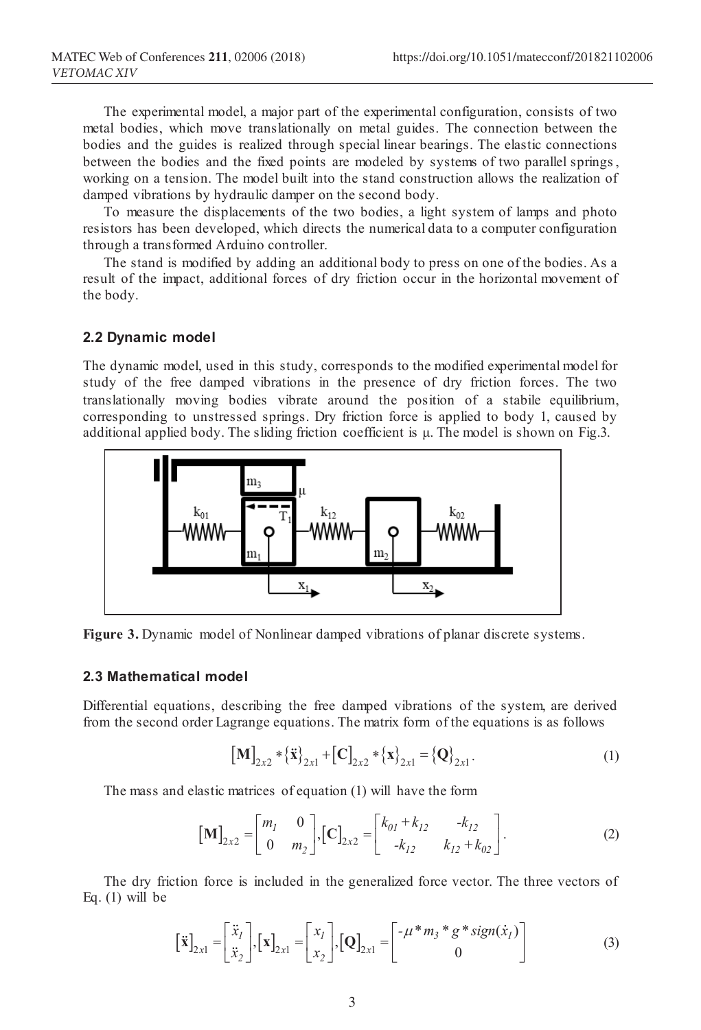The experimental model, a major part of the experimental configuration, consists of two metal bodies, which move translationally on metal guides. The connection between the bodies and the guides is realized through special linear bearings. The elastic connections between the bodies and the fixed points are modeled by systems of two parallel springs, working on a tension. The model built into the stand construction allows the realization of damped vibrations by hydraulic damper on the second body.

To measure the displacements of the two bodies, a light system of lamps and photo resistors has been developed, which directs the numerical data to a computer configuration through a transformed Arduino controller.

The stand is modified by adding an additional body to press on one of the bodies. As a result of the impact, additional forces of dry friction occur in the horizontal movement of the body.

### 2.2 Dynamic model

The dynamic model, used in this study, corresponds to the modified experimental model for study of the free damped vibrations in the presence of dry friction forces. The two translationally moving bodies vibrate around the position of a stabile equilibrium, corresponding to unstressed springs. Dry friction force is applied to body 1, caused by additional applied body. The sliding friction coefficient is μ. The model is shown on Fig.3.

**Figure 3.** Dynamic model of Nonlinear damped vibrations of planar discrete systems.

### 2.3 Mathematical model

Differential equations, describing the free damped vibrations of the system, are derived from the second order Lagrange equations. The matrix form of the equations is as follows

$$[\mathbf{M}]_{2x2} * \{\ddot{\mathbf{x}}\}_{2x1} + [\mathbf{C}]_{2x2} * \{\mathbf{x}\}_{2x1} = \{\mathbf{Q}\}_{2x1}. \tag{1}$$

The mass and elastic matrices of equation (1) will have the form

$$[\mathbf{M}]_{2x2} = \begin{bmatrix} m_1 & 0 \\ 0 & m_2 \end{bmatrix}, [\mathbf{C}]_{2x2} = \begin{bmatrix} k_{01} + k_{12} & -k_{12} \\ -k_{12} & k_{12} + k_{02} \end{bmatrix}. \tag{2}$$

The dry friction force is included in the generalized force vector. The three vectors of Eq. (1) will be

$$[\ddot{\mathbf{x}}]_{2x1} = \begin{bmatrix} \ddot{x}_1 \\ \ddot{x}_2 \end{bmatrix}, [\mathbf{x}]_{2x1} = \begin{bmatrix} x_1 \\ x_2 \end{bmatrix}, [\mathbf{Q}]_{2x1} = \begin{bmatrix} -\mu * m_3 * g * sign(\dot{x}_1) \\ 0 \end{bmatrix} \tag{3}$$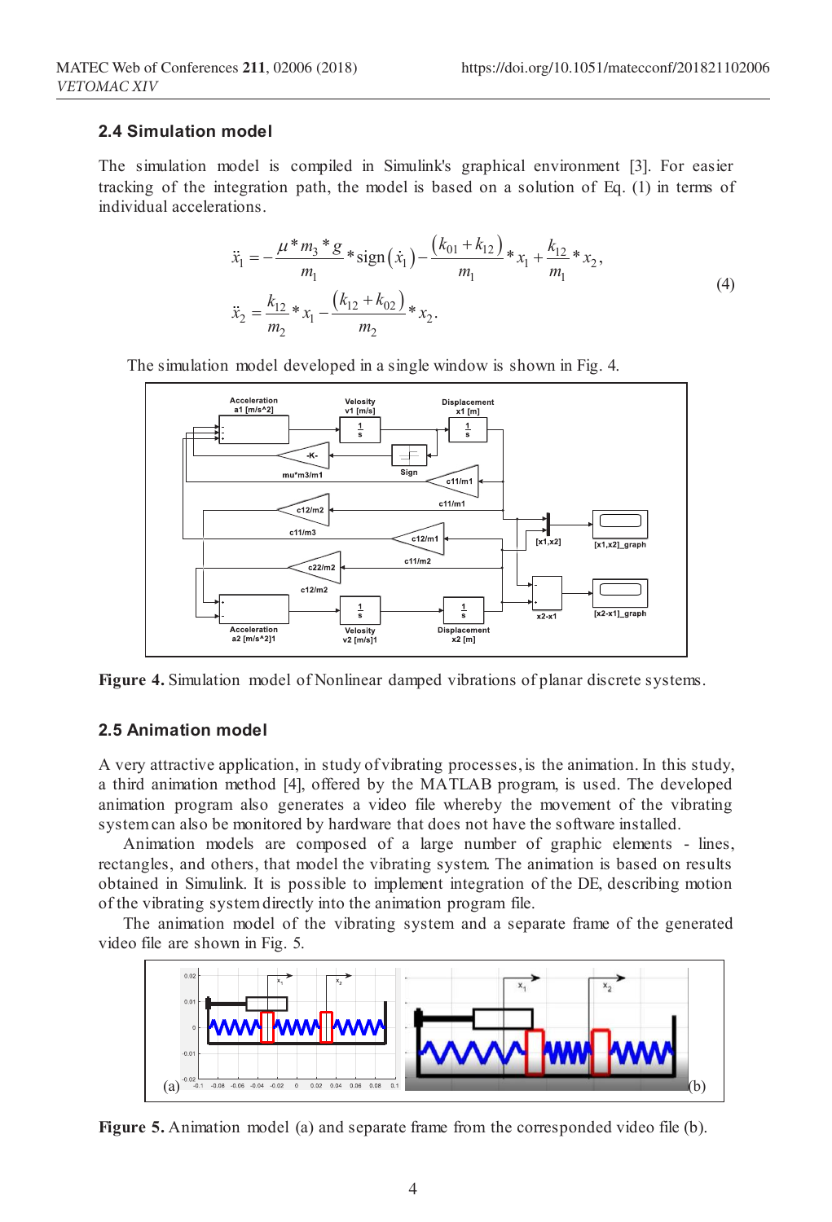### 2.4 Simulation model

The simulation model is compiled in Simulink's graphical environment [3]. For easier tracking of the integration path, the model is based on a solution of Eq. (1) in terms of individual accelerations.

$$\ddot{x}_1 = -\frac{\mu * m_3 * g}{m_1} * \operatorname{sign}(\dot{x}_1) - \frac{(k_{01}+k_{12})}{m_1} * x_1 + \frac{k_{12}}{m_1} * x_2,$$
$$\ddot{x}_2 = \frac{k_{12}}{m_2} * x_1 - \frac{(k_{12}+k_{02})}{m_2} * x_2. \tag{4}$$

The simulation model developed in a single window is shown in Fig. 4.

**Figure 4.** Simulation model of Nonlinear damped vibrations of planar discrete systems.

### 2.5 Animation model

A very attractive application, in study of vibrating processes, is the animation. In this study, a third animation method [4], offered by the MATLAB program, is used. The developed animation program also generates a video file whereby the movement of the vibrating system can also be monitored by hardware that does not have the software installed.

Animation models are composed of a large number of graphic elements - lines, rectangles, and others, that model the vibrating system. The animation is based on results obtained in Simulink. It is possible to implement integration of the DE, describing motion of the vibrating system directly into the animation program file.

The animation model of the vibrating system and a separate frame of the generated video file are shown in Fig. 5.

**Figure 5.** Animation model (a) and separate frame from the corresponded video file (b).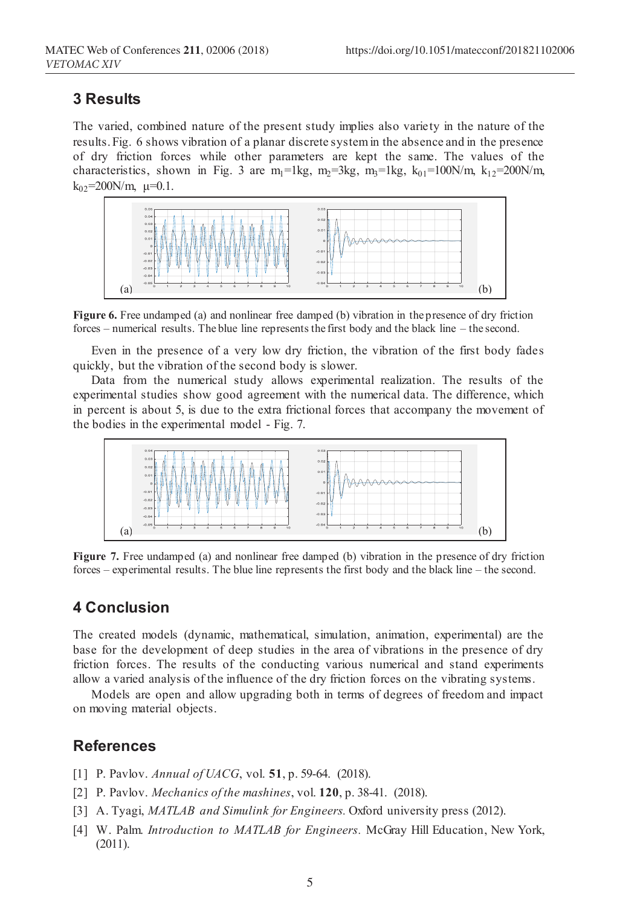## 3 Results

The varied, combined nature of the present study implies also variety in the nature of the results. Fig. 6 shows vibration of a planar discrete system in the absence and in the presence of dry friction forces while other parameters are kept the same. The values of the characteristics, shown in Fig. 3 are $m_1$=1kg, $m_2$=3kg, $m_3$=1kg, $k_{01}$=100N/m, $k_{12}$=200N/m, $k_{02}$=200N/m, μ=0.1.

(a)

(b)

**Figure 6.** Free undamped (a) and nonlinear free damped (b) vibration in the presence of dry friction forces – numerical results. The blue line represents the first body and the black line – the second.

Even in the presence of a very low dry friction, the vibration of the first body fades quickly, but the vibration of the second body is slower.

Data from the numerical study allows experimental realization. The results of the experimental studies show good agreement with the numerical data. The difference, which in percent is about 5, is due to the extra frictional forces that accompany the movement of the bodies in the experimental model - Fig. 7.

(a)

(b)

**Figure 7.** Free undamped (a) and nonlinear free damped (b) vibration in the presence of dry friction forces – experimental results. The blue line represents the first body and the black line – the second.

## 4 Conclusion

The created models (dynamic, mathematical, simulation, animation, experimental) are the base for the development of deep studies in the area of vibrations in the presence of dry friction forces. The results of the conducting various numerical and stand experiments allow a varied analysis of the influence of the dry friction forces on the vibrating systems.

Models are open and allow upgrading both in terms of degrees of freedom and impact on moving material objects.

## References

[1] P. Pavlov. *Annual of UACG*, vol. **51**, p. 59-64. (2018).

[2] P. Pavlov. *Mechanics of the mashines*, vol. **120**, p. 38-41. (2018).

[3] A. Tyagi, *MATLAB and Simulink for Engineers.* Oxford university press (2012).

[4] W. Palm. *Introduction to MATLAB for Engineers.* McGray Hill Education, New York, (2011).